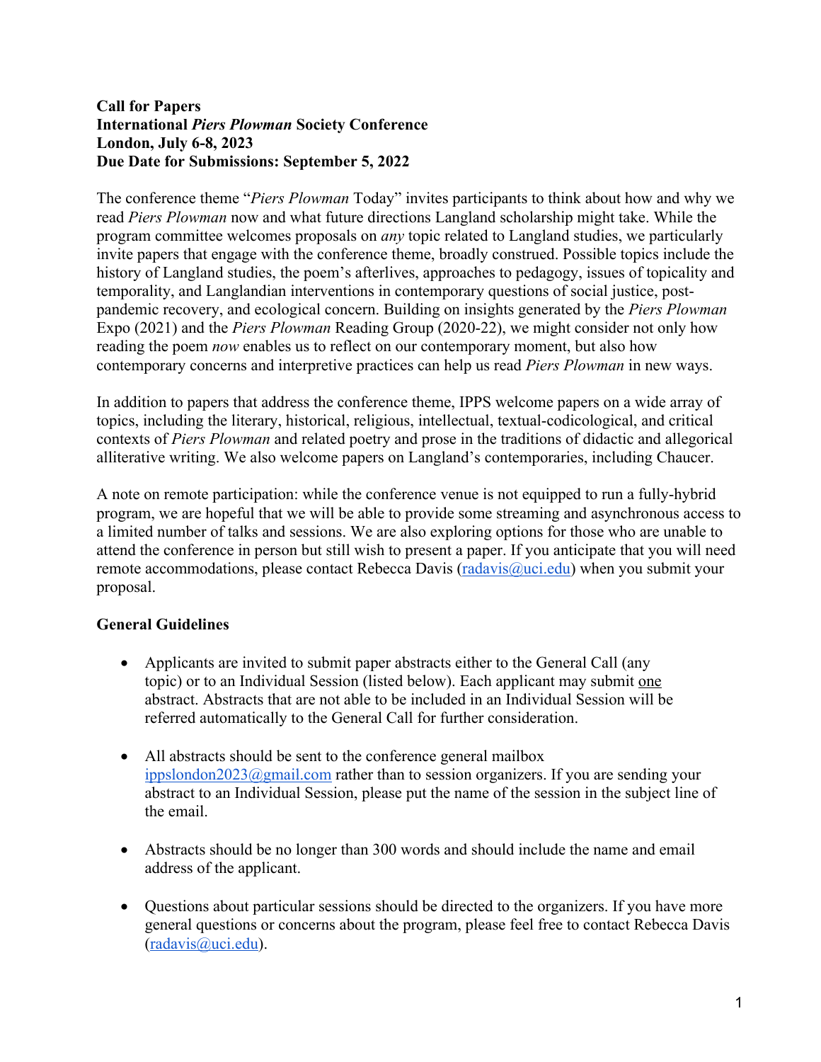**Call for Papers**
**International *Piers Plowman* Society Conference**
**London, July 6-8, 2023**
**Due Date for Submissions: September 5, 2022**

The conference theme "*Piers Plowman* Today" invites participants to think about how and why we read *Piers Plowman* now and what future directions Langland scholarship might take. While the program committee welcomes proposals on *any* topic related to Langland studies, we particularly invite papers that engage with the conference theme, broadly construed. Possible topics include the history of Langland studies, the poem's afterlives, approaches to pedagogy, issues of topicality and temporality, and Langlandian interventions in contemporary questions of social justice, post-pandemic recovery, and ecological concern. Building on insights generated by the *Piers Plowman* Expo (2021) and the *Piers Plowman* Reading Group (2020-22), we might consider not only how reading the poem *now* enables us to reflect on our contemporary moment, but also how contemporary concerns and interpretive practices can help us read *Piers Plowman* in new ways.

In addition to papers that address the conference theme, IPPS welcome papers on a wide array of topics, including the literary, historical, religious, intellectual, textual-codicological, and critical contexts of *Piers Plowman* and related poetry and prose in the traditions of didactic and allegorical alliterative writing. We also welcome papers on Langland's contemporaries, including Chaucer.

A note on remote participation: while the conference venue is not equipped to run a fully-hybrid program, we are hopeful that we will be able to provide some streaming and asynchronous access to a limited number of talks and sessions. We are also exploring options for those who are unable to attend the conference in person but still wish to present a paper. If you anticipate that you will need remote accommodations, please contact Rebecca Davis (radavis@uci.edu) when you submit your proposal.

**General Guidelines**

- Applicants are invited to submit paper abstracts either to the General Call (any topic) or to an Individual Session (listed below). Each applicant may submit one abstract. Abstracts that are not able to be included in an Individual Session will be referred automatically to the General Call for further consideration.

- All abstracts should be sent to the conference general mailbox ippslondon2023@gmail.com rather than to session organizers. If you are sending your abstract to an Individual Session, please put the name of the session in the subject line of the email.

- Abstracts should be no longer than 300 words and should include the name and email address of the applicant.

- Questions about particular sessions should be directed to the organizers. If you have more general questions or concerns about the program, please feel free to contact Rebecca Davis (radavis@uci.edu).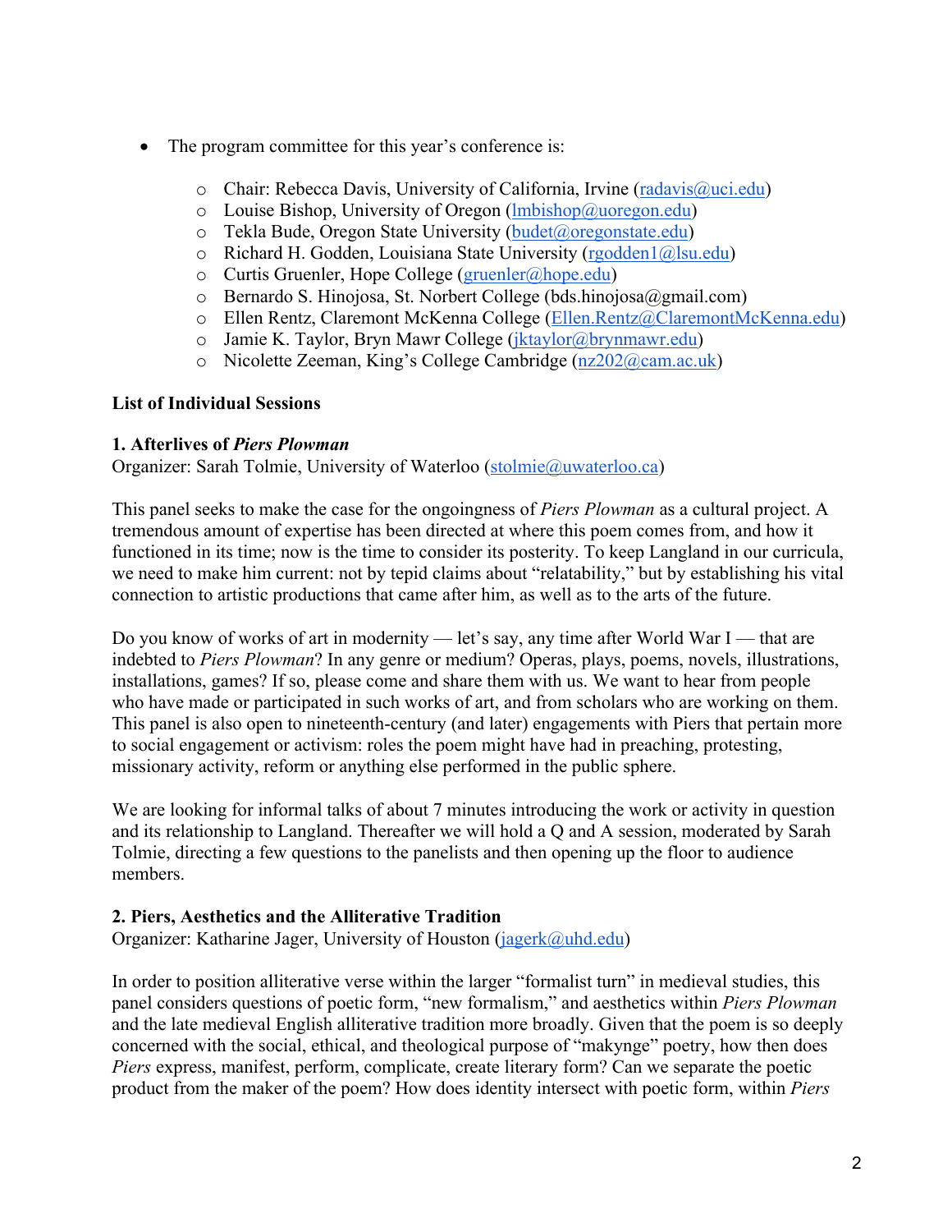- The program committee for this year's conference is:
    - Chair: Rebecca Davis, University of California, Irvine (radavis@uci.edu)
    - Louise Bishop, University of Oregon (lmbishop@uoregon.edu)
    - Tekla Bude, Oregon State University (budet@oregonstate.edu)
    - Richard H. Godden, Louisiana State University (rgodden1@lsu.edu)
    - Curtis Gruenler, Hope College (gruenler@hope.edu)
    - Bernardo S. Hinojosa, St. Norbert College (bds.hinojosa@gmail.com)
    - Ellen Rentz, Claremont McKenna College (Ellen.Rentz@ClaremontMcKenna.edu)
    - Jamie K. Taylor, Bryn Mawr College (jktaylor@brynmawr.edu)
    - Nicolette Zeeman, King's College Cambridge (nz202@cam.ac.uk)

**List of Individual Sessions**

**1. Afterlives of *Piers Plowman***
Organizer: Sarah Tolmie, University of Waterloo (stolmie@uwaterloo.ca)

This panel seeks to make the case for the ongoingness of *Piers Plowman* as a cultural project. A tremendous amount of expertise has been directed at where this poem comes from, and how it functioned in its time; now is the time to consider its posterity. To keep Langland in our curricula, we need to make him current: not by tepid claims about "relatability," but by establishing his vital connection to artistic productions that came after him, as well as to the arts of the future.

Do you know of works of art in modernity — let's say, any time after World War I — that are indebted to *Piers Plowman*? In any genre or medium? Operas, plays, poems, novels, illustrations, installations, games? If so, please come and share them with us. We want to hear from people who have made or participated in such works of art, and from scholars who are working on them. This panel is also open to nineteenth-century (and later) engagements with Piers that pertain more to social engagement or activism: roles the poem might have had in preaching, protesting, missionary activity, reform or anything else performed in the public sphere.

We are looking for informal talks of about 7 minutes introducing the work or activity in question and its relationship to Langland. Thereafter we will hold a Q and A session, moderated by Sarah Tolmie, directing a few questions to the panelists and then opening up the floor to audience members.

**2. Piers, Aesthetics and the Alliterative Tradition**
Organizer: Katharine Jager, University of Houston (jagerk@uhd.edu)

In order to position alliterative verse within the larger "formalist turn" in medieval studies, this panel considers questions of poetic form, "new formalism," and aesthetics within *Piers Plowman* and the late medieval English alliterative tradition more broadly. Given that the poem is so deeply concerned with the social, ethical, and theological purpose of "makynge" poetry, how then does *Piers* express, manifest, perform, complicate, create literary form? Can we separate the poetic product from the maker of the poem? How does identity intersect with poetic form, within *Piers*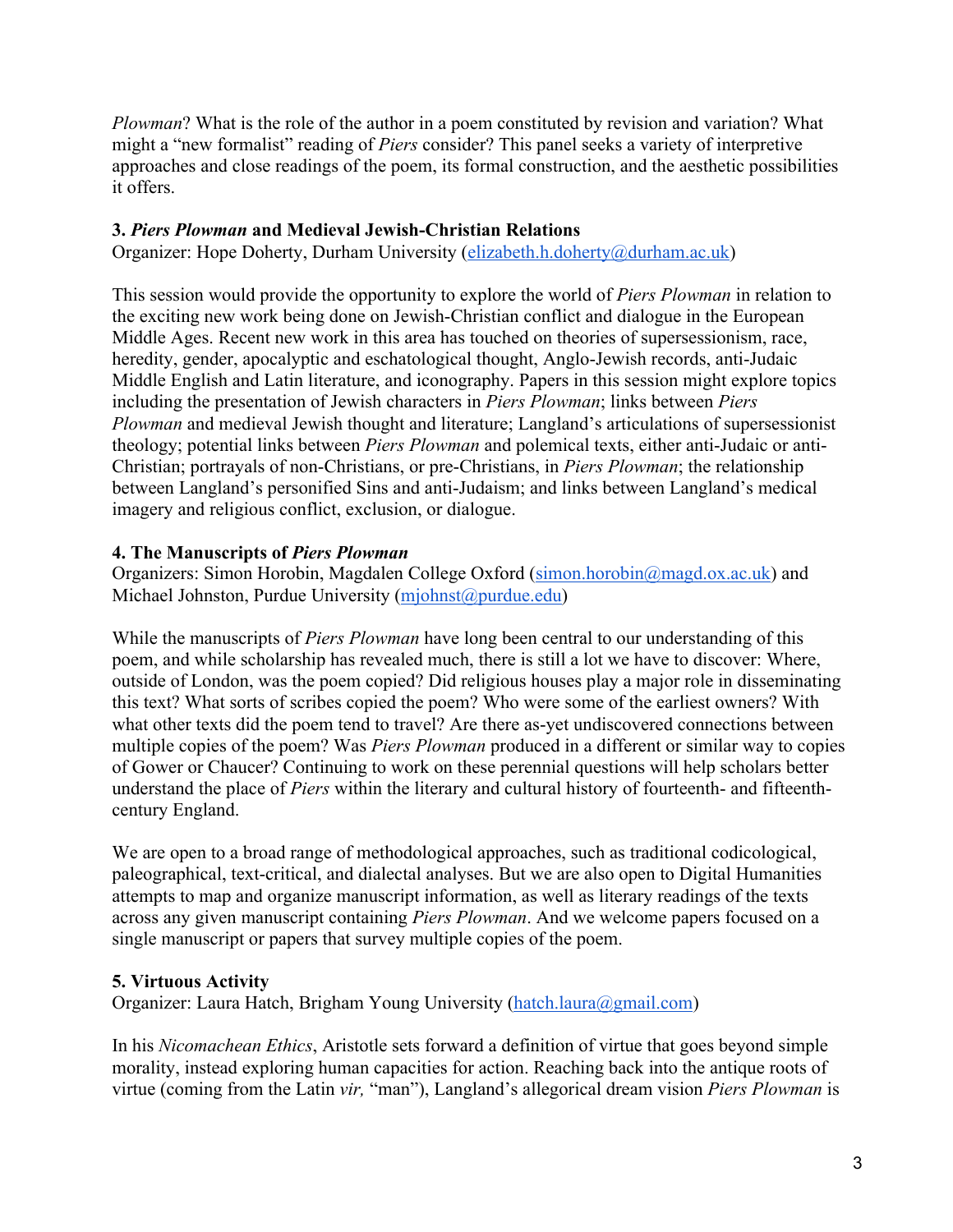*Plowman*? What is the role of the author in a poem constituted by revision and variation? What might a "new formalist" reading of *Piers* consider? This panel seeks a variety of interpretive approaches and close readings of the poem, its formal construction, and the aesthetic possibilities it offers.

### 3. *Piers Plowman* and Medieval Jewish-Christian Relations

Organizer: Hope Doherty, Durham University (elizabeth.h.doherty@durham.ac.uk)

This session would provide the opportunity to explore the world of *Piers Plowman* in relation to the exciting new work being done on Jewish-Christian conflict and dialogue in the European Middle Ages. Recent new work in this area has touched on theories of supersessionism, race, heredity, gender, apocalyptic and eschatological thought, Anglo-Jewish records, anti-Judaic Middle English and Latin literature, and iconography. Papers in this session might explore topics including the presentation of Jewish characters in *Piers Plowman*; links between *Piers Plowman* and medieval Jewish thought and literature; Langland's articulations of supersessionist theology; potential links between *Piers Plowman* and polemical texts, either anti-Judaic or anti-Christian; portrayals of non-Christians, or pre-Christians, in *Piers Plowman*; the relationship between Langland's personified Sins and anti-Judaism; and links between Langland's medical imagery and religious conflict, exclusion, or dialogue.

### 4. The Manuscripts of *Piers Plowman*

Organizers: Simon Horobin, Magdalen College Oxford (simon.horobin@magd.ox.ac.uk) and Michael Johnston, Purdue University (mjohnst@purdue.edu)

While the manuscripts of *Piers Plowman* have long been central to our understanding of this poem, and while scholarship has revealed much, there is still a lot we have to discover: Where, outside of London, was the poem copied? Did religious houses play a major role in disseminating this text? What sorts of scribes copied the poem? Who were some of the earliest owners? With what other texts did the poem tend to travel? Are there as-yet undiscovered connections between multiple copies of the poem? Was *Piers Plowman* produced in a different or similar way to copies of Gower or Chaucer? Continuing to work on these perennial questions will help scholars better understand the place of *Piers* within the literary and cultural history of fourteenth- and fifteenth-century England.

We are open to a broad range of methodological approaches, such as traditional codicological, paleographical, text-critical, and dialectal analyses. But we are also open to Digital Humanities attempts to map and organize manuscript information, as well as literary readings of the texts across any given manuscript containing *Piers Plowman*. And we welcome papers focused on a single manuscript or papers that survey multiple copies of the poem.

### 5. Virtuous Activity

Organizer: Laura Hatch, Brigham Young University (hatch.laura@gmail.com)

In his *Nicomachean Ethics*, Aristotle sets forward a definition of virtue that goes beyond simple morality, instead exploring human capacities for action. Reaching back into the antique roots of virtue (coming from the Latin *vir,* "man"), Langland's allegorical dream vision *Piers Plowman* is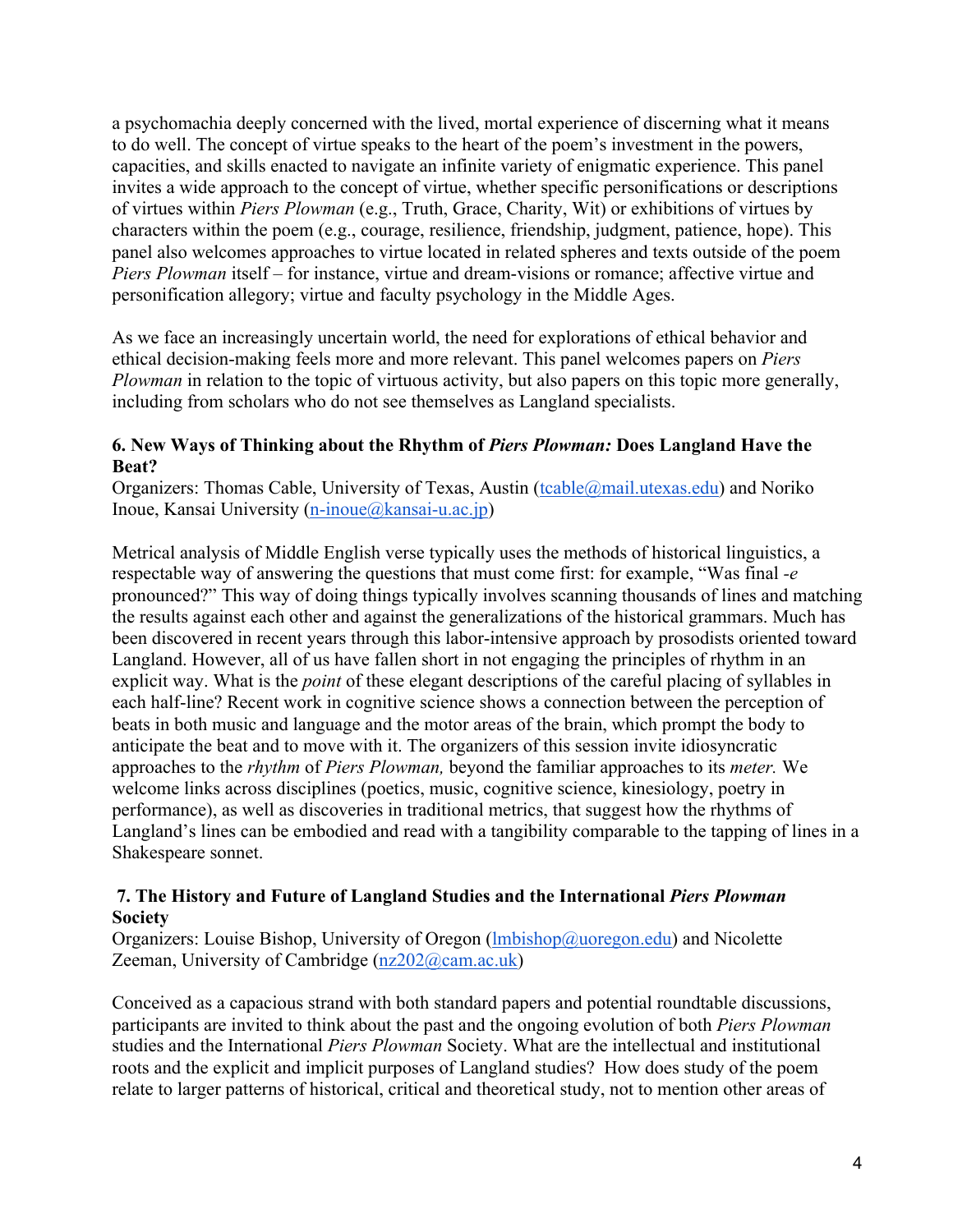a psychomachia deeply concerned with the lived, mortal experience of discerning what it means to do well. The concept of virtue speaks to the heart of the poem's investment in the powers, capacities, and skills enacted to navigate an infinite variety of enigmatic experience. This panel invites a wide approach to the concept of virtue, whether specific personifications or descriptions of virtues within *Piers Plowman* (e.g., Truth, Grace, Charity, Wit) or exhibitions of virtues by characters within the poem (e.g., courage, resilience, friendship, judgment, patience, hope). This panel also welcomes approaches to virtue located in related spheres and texts outside of the poem *Piers Plowman* itself – for instance, virtue and dream-visions or romance; affective virtue and personification allegory; virtue and faculty psychology in the Middle Ages.

As we face an increasingly uncertain world, the need for explorations of ethical behavior and ethical decision-making feels more and more relevant. This panel welcomes papers on *Piers Plowman* in relation to the topic of virtuous activity, but also papers on this topic more generally, including from scholars who do not see themselves as Langland specialists.

### 6. New Ways of Thinking about the Rhythm of *Piers Plowman:* Does Langland Have the Beat?

Organizers: Thomas Cable, University of Texas, Austin (tcable@mail.utexas.edu) and Noriko Inoue, Kansai University (n-inoue@kansai-u.ac.jp)

Metrical analysis of Middle English verse typically uses the methods of historical linguistics, a respectable way of answering the questions that must come first: for example, "Was final *-e* pronounced?" This way of doing things typically involves scanning thousands of lines and matching the results against each other and against the generalizations of the historical grammars. Much has been discovered in recent years through this labor-intensive approach by prosodists oriented toward Langland. However, all of us have fallen short in not engaging the principles of rhythm in an explicit way. What is the *point* of these elegant descriptions of the careful placing of syllables in each half-line? Recent work in cognitive science shows a connection between the perception of beats in both music and language and the motor areas of the brain, which prompt the body to anticipate the beat and to move with it. The organizers of this session invite idiosyncratic approaches to the *rhythm* of *Piers Plowman,* beyond the familiar approaches to its *meter.* We welcome links across disciplines (poetics, music, cognitive science, kinesiology, poetry in performance), as well as discoveries in traditional metrics, that suggest how the rhythms of Langland's lines can be embodied and read with a tangibility comparable to the tapping of lines in a Shakespeare sonnet.

### 7. The History and Future of Langland Studies and the International *Piers Plowman* Society

Organizers: Louise Bishop, University of Oregon (lmbishop@uoregon.edu) and Nicolette Zeeman, University of Cambridge (nz202@cam.ac.uk)

Conceived as a capacious strand with both standard papers and potential roundtable discussions, participants are invited to think about the past and the ongoing evolution of both *Piers Plowman* studies and the International *Piers Plowman* Society. What are the intellectual and institutional roots and the explicit and implicit purposes of Langland studies? How does study of the poem relate to larger patterns of historical, critical and theoretical study, not to mention other areas of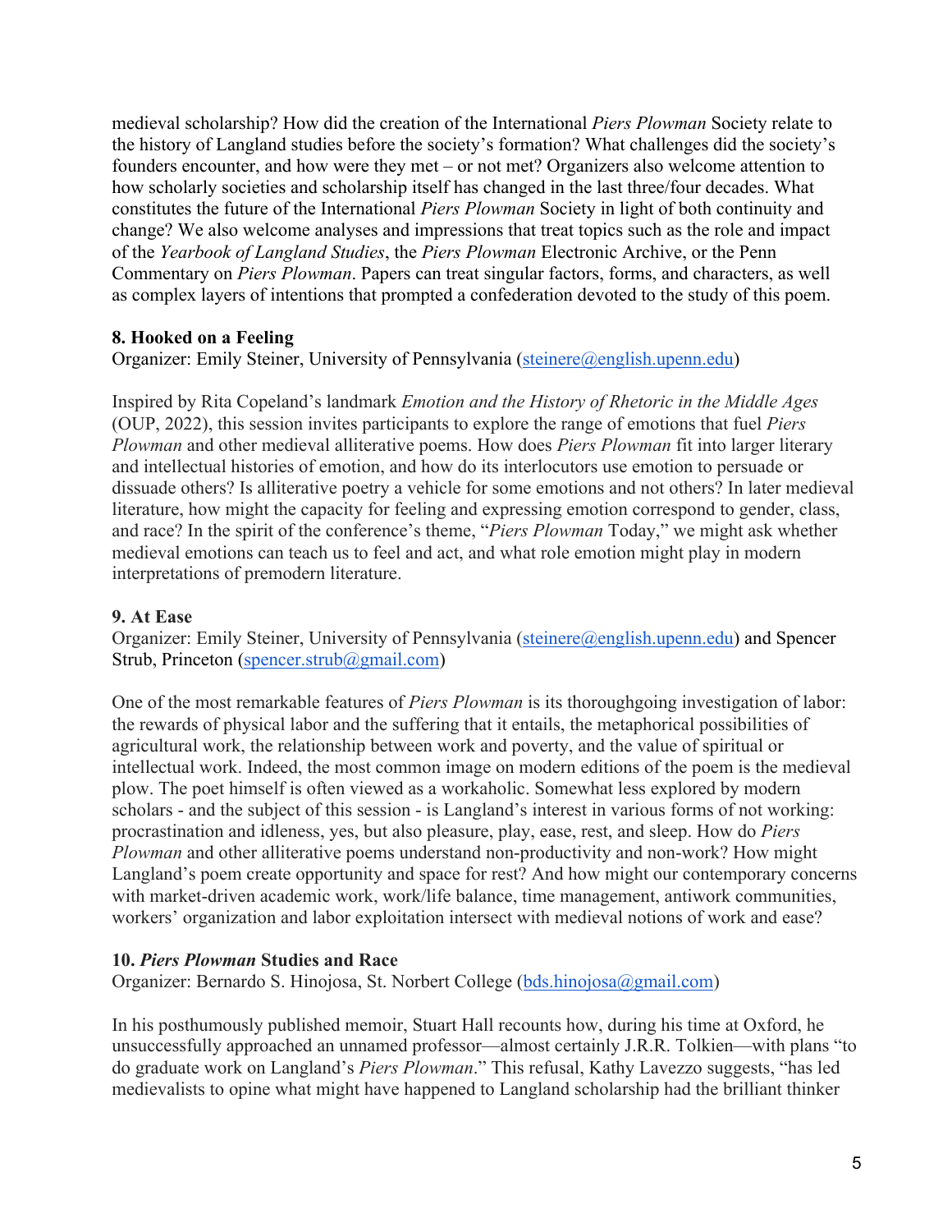medieval scholarship? How did the creation of the International *Piers Plowman* Society relate to the history of Langland studies before the society's formation? What challenges did the society's founders encounter, and how were they met – or not met? Organizers also welcome attention to how scholarly societies and scholarship itself has changed in the last three/four decades. What constitutes the future of the International *Piers Plowman* Society in light of both continuity and change? We also welcome analyses and impressions that treat topics such as the role and impact of the *Yearbook of Langland Studies*, the *Piers Plowman* Electronic Archive, or the Penn Commentary on *Piers Plowman*. Papers can treat singular factors, forms, and characters, as well as complex layers of intentions that prompted a confederation devoted to the study of this poem.

**8. Hooked on a Feeling**
Organizer: Emily Steiner, University of Pennsylvania (steinere@english.upenn.edu)

Inspired by Rita Copeland's landmark *Emotion and the History of Rhetoric in the Middle Ages* (OUP, 2022), this session invites participants to explore the range of emotions that fuel *Piers Plowman* and other medieval alliterative poems. How does *Piers Plowman* fit into larger literary and intellectual histories of emotion, and how do its interlocutors use emotion to persuade or dissuade others? Is alliterative poetry a vehicle for some emotions and not others? In later medieval literature, how might the capacity for feeling and expressing emotion correspond to gender, class, and race? In the spirit of the conference's theme, "*Piers Plowman* Today," we might ask whether medieval emotions can teach us to feel and act, and what role emotion might play in modern interpretations of premodern literature.

**9. At Ease**
Organizer: Emily Steiner, University of Pennsylvania (steinere@english.upenn.edu) and Spencer Strub, Princeton (spencer.strub@gmail.com)

One of the most remarkable features of *Piers Plowman* is its thoroughgoing investigation of labor: the rewards of physical labor and the suffering that it entails, the metaphorical possibilities of agricultural work, the relationship between work and poverty, and the value of spiritual or intellectual work. Indeed, the most common image on modern editions of the poem is the medieval plow. The poet himself is often viewed as a workaholic. Somewhat less explored by modern scholars - and the subject of this session - is Langland's interest in various forms of not working: procrastination and idleness, yes, but also pleasure, play, ease, rest, and sleep. How do *Piers Plowman* and other alliterative poems understand non-productivity and non-work? How might Langland's poem create opportunity and space for rest? And how might our contemporary concerns with market-driven academic work, work/life balance, time management, antiwork communities, workers' organization and labor exploitation intersect with medieval notions of work and ease?

**10. *Piers Plowman* Studies and Race**
Organizer: Bernardo S. Hinojosa, St. Norbert College (bds.hinojosa@gmail.com)

In his posthumously published memoir, Stuart Hall recounts how, during his time at Oxford, he unsuccessfully approached an unnamed professor—almost certainly J.R.R. Tolkien—with plans "to do graduate work on Langland's *Piers Plowman*." This refusal, Kathy Lavezzo suggests, "has led medievalists to opine what might have happened to Langland scholarship had the brilliant thinker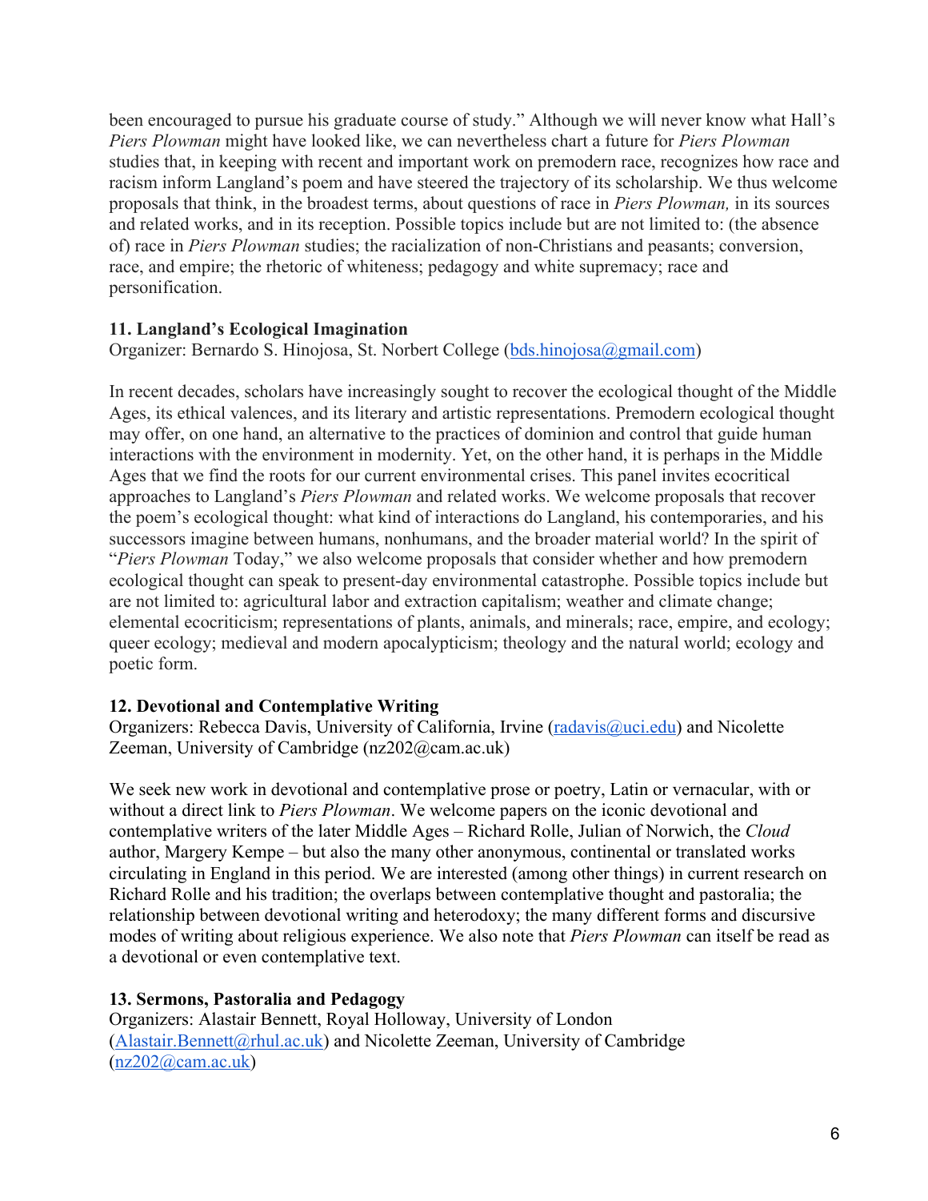been encouraged to pursue his graduate course of study." Although we will never know what Hall's *Piers Plowman* might have looked like, we can nevertheless chart a future for *Piers Plowman* studies that, in keeping with recent and important work on premodern race, recognizes how race and racism inform Langland's poem and have steered the trajectory of its scholarship. We thus welcome proposals that think, in the broadest terms, about questions of race in *Piers Plowman,* in its sources and related works, and in its reception. Possible topics include but are not limited to: (the absence of) race in *Piers Plowman* studies; the racialization of non-Christians and peasants; conversion, race, and empire; the rhetoric of whiteness; pedagogy and white supremacy; race and personification.

**11. Langland's Ecological Imagination**
Organizer: Bernardo S. Hinojosa, St. Norbert College (bds.hinojosa@gmail.com)

In recent decades, scholars have increasingly sought to recover the ecological thought of the Middle Ages, its ethical valences, and its literary and artistic representations. Premodern ecological thought may offer, on one hand, an alternative to the practices of dominion and control that guide human interactions with the environment in modernity. Yet, on the other hand, it is perhaps in the Middle Ages that we find the roots for our current environmental crises. This panel invites ecocritical approaches to Langland's *Piers Plowman* and related works. We welcome proposals that recover the poem's ecological thought: what kind of interactions do Langland, his contemporaries, and his successors imagine between humans, nonhumans, and the broader material world? In the spirit of "*Piers Plowman* Today," we also welcome proposals that consider whether and how premodern ecological thought can speak to present-day environmental catastrophe. Possible topics include but are not limited to: agricultural labor and extraction capitalism; weather and climate change; elemental ecocriticism; representations of plants, animals, and minerals; race, empire, and ecology; queer ecology; medieval and modern apocalypticism; theology and the natural world; ecology and poetic form.

**12. Devotional and Contemplative Writing**
Organizers: Rebecca Davis, University of California, Irvine (radavis@uci.edu) and Nicolette Zeeman, University of Cambridge (nz202@cam.ac.uk)

We seek new work in devotional and contemplative prose or poetry, Latin or vernacular, with or without a direct link to *Piers Plowman*. We welcome papers on the iconic devotional and contemplative writers of the later Middle Ages – Richard Rolle, Julian of Norwich, the *Cloud* author, Margery Kempe – but also the many other anonymous, continental or translated works circulating in England in this period. We are interested (among other things) in current research on Richard Rolle and his tradition; the overlaps between contemplative thought and pastoralia; the relationship between devotional writing and heterodoxy; the many different forms and discursive modes of writing about religious experience. We also note that *Piers Plowman* can itself be read as a devotional or even contemplative text.

**13. Sermons, Pastoralia and Pedagogy**
Organizers: Alastair Bennett, Royal Holloway, University of London (Alastair.Bennett@rhul.ac.uk) and Nicolette Zeeman, University of Cambridge (nz202@cam.ac.uk)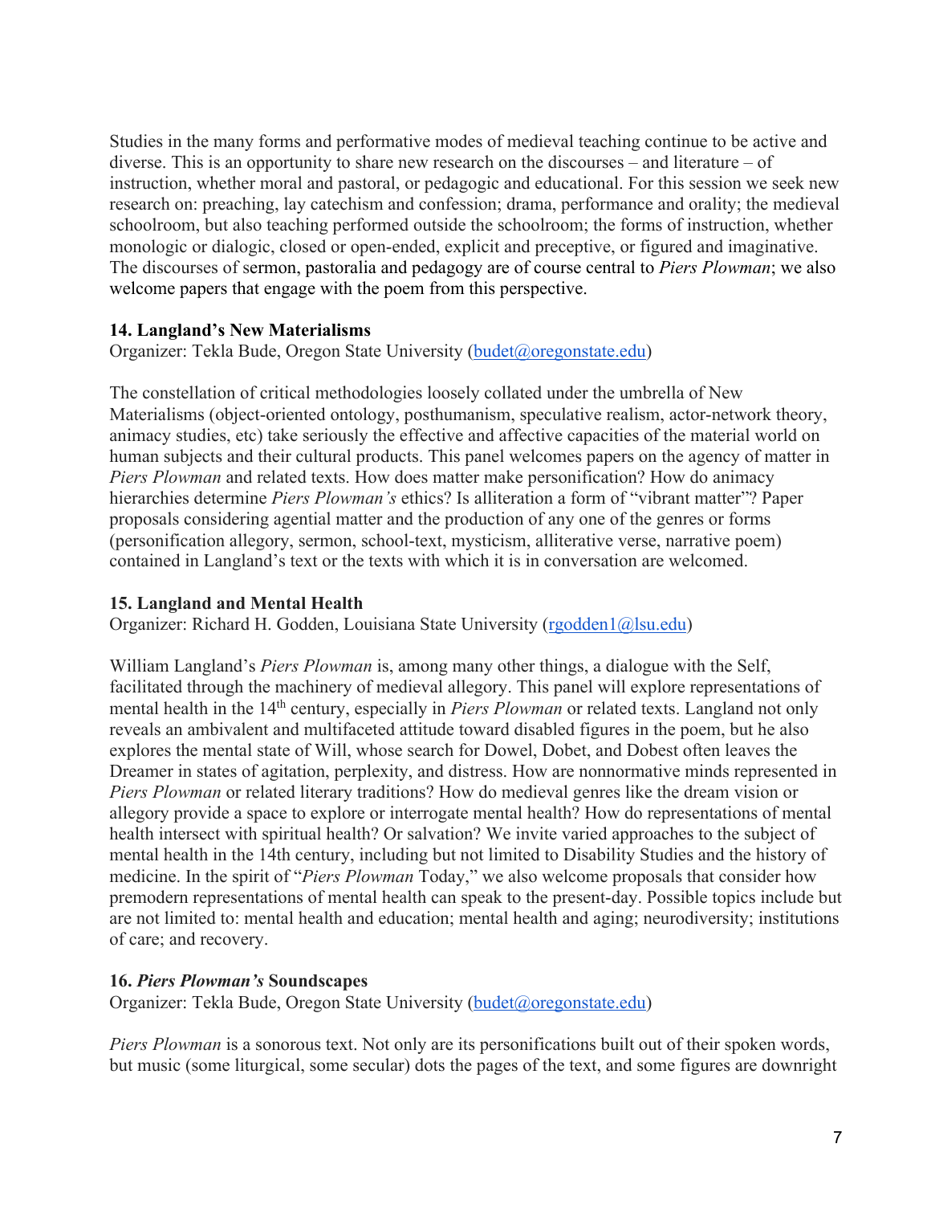Studies in the many forms and performative modes of medieval teaching continue to be active and diverse. This is an opportunity to share new research on the discourses – and literature – of instruction, whether moral and pastoral, or pedagogic and educational. For this session we seek new research on: preaching, lay catechism and confession; drama, performance and orality; the medieval schoolroom, but also teaching performed outside the schoolroom; the forms of instruction, whether monologic or dialogic, closed or open-ended, explicit and preceptive, or figured and imaginative. The discourses of sermon, pastoralia and pedagogy are of course central to *Piers Plowman*; we also welcome papers that engage with the poem from this perspective.

**14. Langland's New Materialisms**
Organizer: Tekla Bude, Oregon State University (budet@oregonstate.edu)

The constellation of critical methodologies loosely collated under the umbrella of New Materialisms (object-oriented ontology, posthumanism, speculative realism, actor-network theory, animacy studies, etc) take seriously the effective and affective capacities of the material world on human subjects and their cultural products. This panel welcomes papers on the agency of matter in *Piers Plowman* and related texts. How does matter make personification? How do animacy hierarchies determine *Piers Plowman's* ethics? Is alliteration a form of "vibrant matter"? Paper proposals considering agential matter and the production of any one of the genres or forms (personification allegory, sermon, school-text, mysticism, alliterative verse, narrative poem) contained in Langland's text or the texts with which it is in conversation are welcomed.

**15. Langland and Mental Health**
Organizer: Richard H. Godden, Louisiana State University (rgodden1@lsu.edu)

William Langland's *Piers Plowman* is, among many other things, a dialogue with the Self, facilitated through the machinery of medieval allegory. This panel will explore representations of mental health in the 14th century, especially in *Piers Plowman* or related texts. Langland not only reveals an ambivalent and multifaceted attitude toward disabled figures in the poem, but he also explores the mental state of Will, whose search for Dowel, Dobet, and Dobest often leaves the Dreamer in states of agitation, perplexity, and distress. How are nonnormative minds represented in *Piers Plowman* or related literary traditions? How do medieval genres like the dream vision or allegory provide a space to explore or interrogate mental health? How do representations of mental health intersect with spiritual health? Or salvation? We invite varied approaches to the subject of mental health in the 14th century, including but not limited to Disability Studies and the history of medicine. In the spirit of "*Piers Plowman* Today," we also welcome proposals that consider how premodern representations of mental health can speak to the present-day. Possible topics include but are not limited to: mental health and education; mental health and aging; neurodiversity; institutions of care; and recovery.

**16. *Piers Plowman's* Soundscapes**
Organizer: Tekla Bude, Oregon State University (budet@oregonstate.edu)

*Piers Plowman* is a sonorous text. Not only are its personifications built out of their spoken words, but music (some liturgical, some secular) dots the pages of the text, and some figures are downright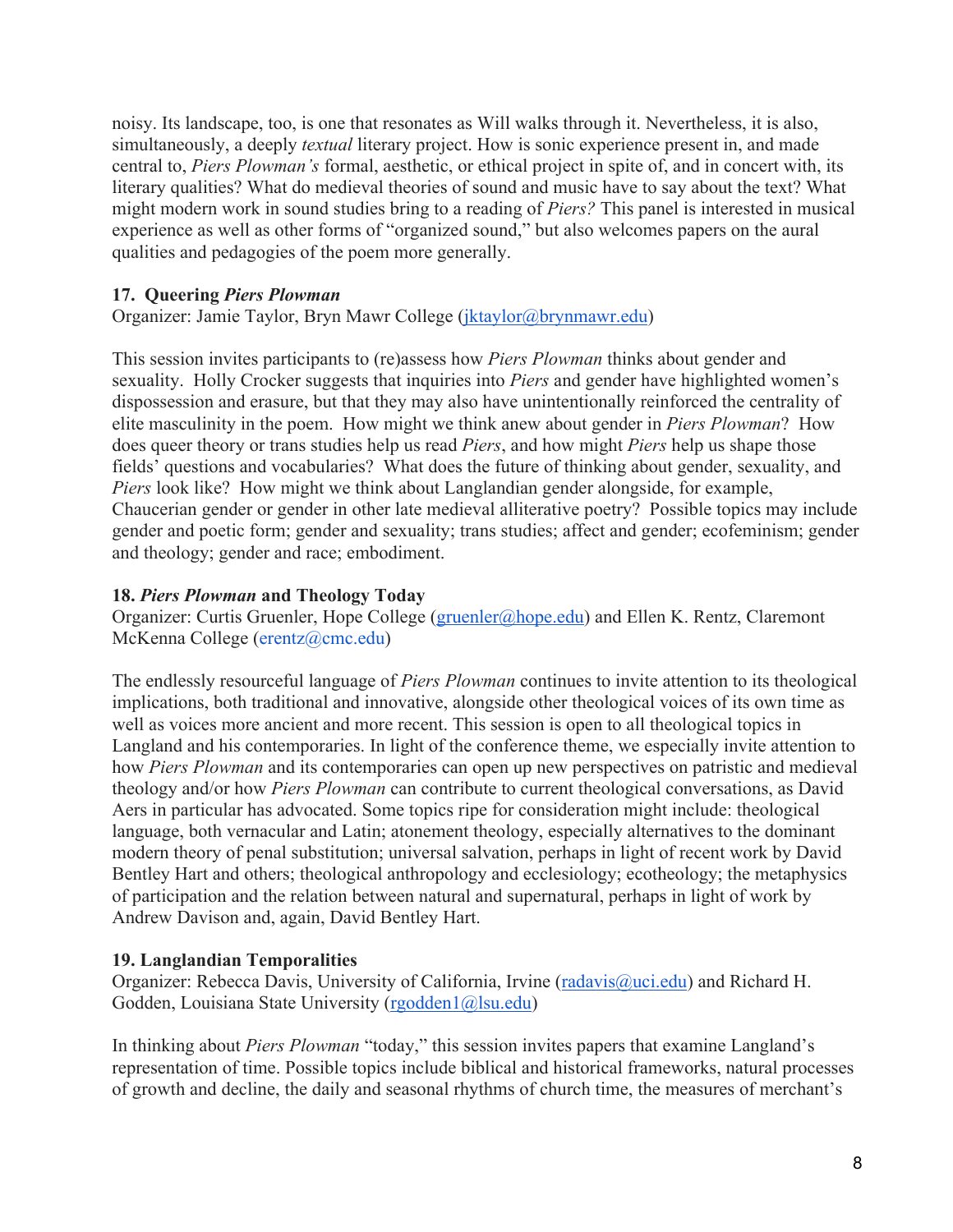noisy. Its landscape, too, is one that resonates as Will walks through it. Nevertheless, it is also, simultaneously, a deeply *textual* literary project. How is sonic experience present in, and made central to, *Piers Plowman's* formal, aesthetic, or ethical project in spite of, and in concert with, its literary qualities? What do medieval theories of sound and music have to say about the text? What might modern work in sound studies bring to a reading of *Piers?* This panel is interested in musical experience as well as other forms of "organized sound," but also welcomes papers on the aural qualities and pedagogies of the poem more generally.

### 17. Queering *Piers Plowman*

Organizer: Jamie Taylor, Bryn Mawr College (jktaylor@brynmawr.edu)

This session invites participants to (re)assess how *Piers Plowman* thinks about gender and sexuality. Holly Crocker suggests that inquiries into *Piers* and gender have highlighted women's dispossession and erasure, but that they may also have unintentionally reinforced the centrality of elite masculinity in the poem. How might we think anew about gender in *Piers Plowman*? How does queer theory or trans studies help us read *Piers*, and how might *Piers* help us shape those fields' questions and vocabularies? What does the future of thinking about gender, sexuality, and *Piers* look like? How might we think about Langlandian gender alongside, for example, Chaucerian gender or gender in other late medieval alliterative poetry? Possible topics may include gender and poetic form; gender and sexuality; trans studies; affect and gender; ecofeminism; gender and theology; gender and race; embodiment.

### 18. *Piers Plowman* and Theology Today

Organizer: Curtis Gruenler, Hope College (gruenler@hope.edu) and Ellen K. Rentz, Claremont McKenna College (erentz@cmc.edu)

The endlessly resourceful language of *Piers Plowman* continues to invite attention to its theological implications, both traditional and innovative, alongside other theological voices of its own time as well as voices more ancient and more recent. This session is open to all theological topics in Langland and his contemporaries. In light of the conference theme, we especially invite attention to how *Piers Plowman* and its contemporaries can open up new perspectives on patristic and medieval theology and/or how *Piers Plowman* can contribute to current theological conversations, as David Aers in particular has advocated. Some topics ripe for consideration might include: theological language, both vernacular and Latin; atonement theology, especially alternatives to the dominant modern theory of penal substitution; universal salvation, perhaps in light of recent work by David Bentley Hart and others; theological anthropology and ecclesiology; ecotheology; the metaphysics of participation and the relation between natural and supernatural, perhaps in light of work by Andrew Davison and, again, David Bentley Hart.

### 19. Langlandian Temporalities

Organizer: Rebecca Davis, University of California, Irvine (radavis@uci.edu) and Richard H. Godden, Louisiana State University (rgodden1@lsu.edu)

In thinking about *Piers Plowman* "today," this session invites papers that examine Langland's representation of time. Possible topics include biblical and historical frameworks, natural processes of growth and decline, the daily and seasonal rhythms of church time, the measures of merchant's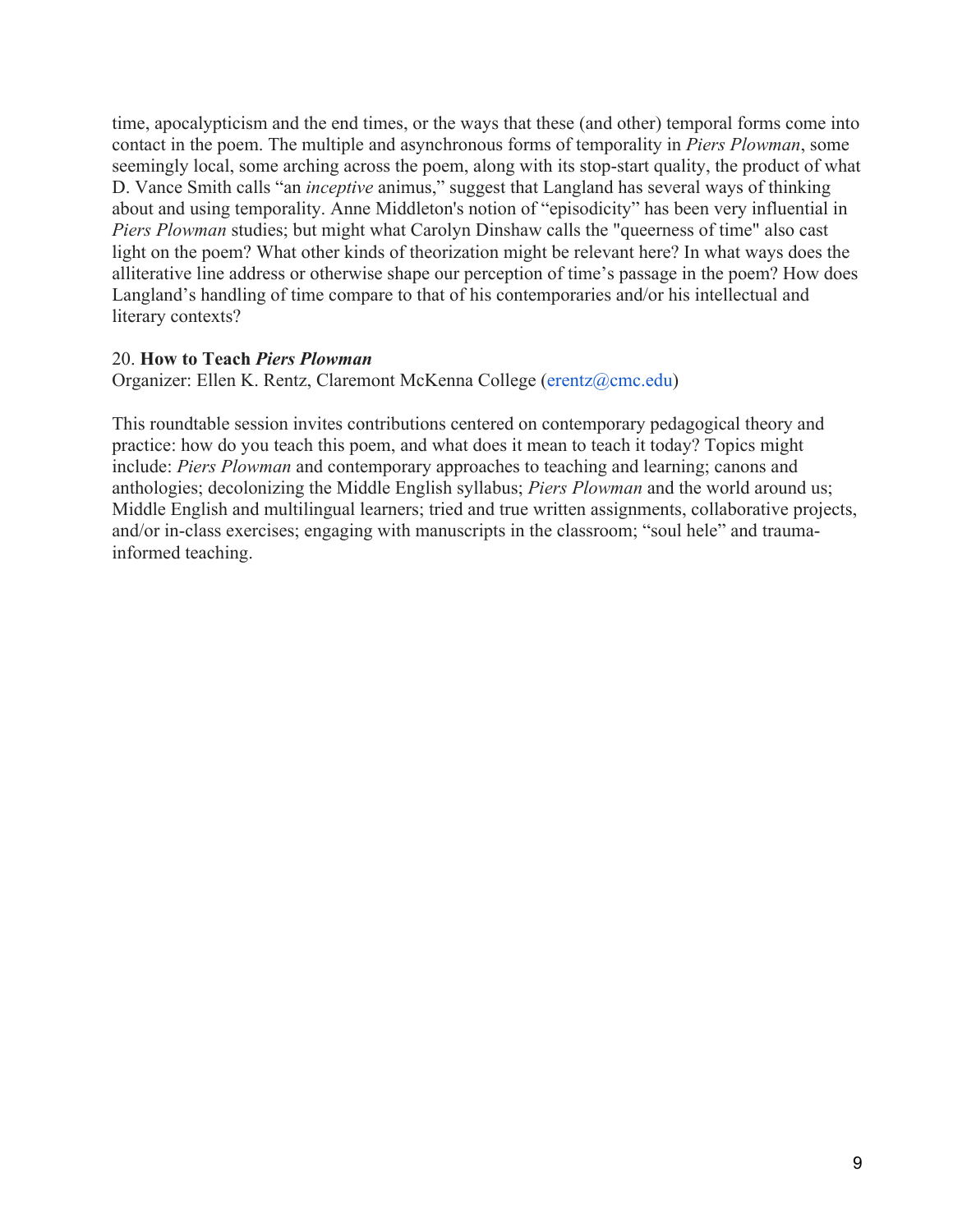time, apocalypticism and the end times, or the ways that these (and other) temporal forms come into contact in the poem. The multiple and asynchronous forms of temporality in *Piers Plowman*, some seemingly local, some arching across the poem, along with its stop-start quality, the product of what D. Vance Smith calls "an *inceptive* animus," suggest that Langland has several ways of thinking about and using temporality. Anne Middleton's notion of "episodicity" has been very influential in *Piers Plowman* studies; but might what Carolyn Dinshaw calls the "queerness of time" also cast light on the poem? What other kinds of theorization might be relevant here? In what ways does the alliterative line address or otherwise shape our perception of time's passage in the poem? How does Langland's handling of time compare to that of his contemporaries and/or his intellectual and literary contexts?

20. **How to Teach *Piers Plowman***
Organizer: Ellen K. Rentz, Claremont McKenna College (erentz@cmc.edu)

This roundtable session invites contributions centered on contemporary pedagogical theory and practice: how do you teach this poem, and what does it mean to teach it today? Topics might include: *Piers Plowman* and contemporary approaches to teaching and learning; canons and anthologies; decolonizing the Middle English syllabus; *Piers Plowman* and the world around us; Middle English and multilingual learners; tried and true written assignments, collaborative projects, and/or in-class exercises; engaging with manuscripts in the classroom; "soul hele" and trauma-informed teaching.